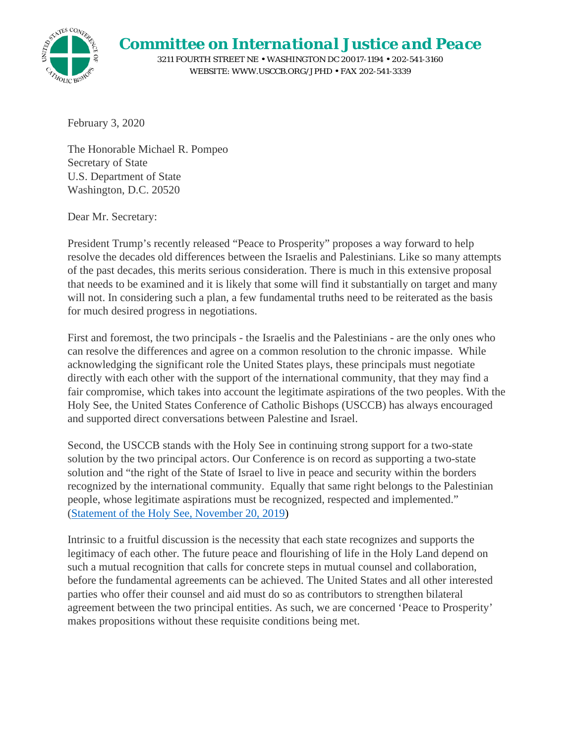# Committee on International Justice and Peace

3211 FOURTH STREET NE • WASHINGTON DC 20017-1194 • 202-541-3160
WEBSITE: WWW.USCCB.ORG/JPHD • FAX 202-541-3339

February 3, 2020

The Honorable Michael R. Pompeo
Secretary of State
U.S. Department of State
Washington, D.C. 20520

Dear Mr. Secretary:

President Trump's recently released "Peace to Prosperity" proposes a way forward to help resolve the decades old differences between the Israelis and Palestinians. Like so many attempts of the past decades, this merits serious consideration. There is much in this extensive proposal that needs to be examined and it is likely that some will find it substantially on target and many will not. In considering such a plan, a few fundamental truths need to be reiterated as the basis for much desired progress in negotiations.

First and foremost, the two principals - the Israelis and the Palestinians - are the only ones who can resolve the differences and agree on a common resolution to the chronic impasse. While acknowledging the significant role the United States plays, these principals must negotiate directly with each other with the support of the international community, that they may find a fair compromise, which takes into account the legitimate aspirations of the two peoples. With the Holy See, the United States Conference of Catholic Bishops (USCCB) has always encouraged and supported direct conversations between Palestine and Israel.

Second, the USCCB stands with the Holy See in continuing strong support for a two-state solution by the two principal actors. Our Conference is on record as supporting a two-state solution and "the right of the State of Israel to live in peace and security within the borders recognized by the international community. Equally that same right belongs to the Palestinian people, whose legitimate aspirations must be recognized, respected and implemented." (Statement of the Holy See, November 20, 2019)

Intrinsic to a fruitful discussion is the necessity that each state recognizes and supports the legitimacy of each other. The future peace and flourishing of life in the Holy Land depend on such a mutual recognition that calls for concrete steps in mutual counsel and collaboration, before the fundamental agreements can be achieved. The United States and all other interested parties who offer their counsel and aid must do so as contributors to strengthen bilateral agreement between the two principal entities. As such, we are concerned 'Peace to Prosperity' makes propositions without these requisite conditions being met.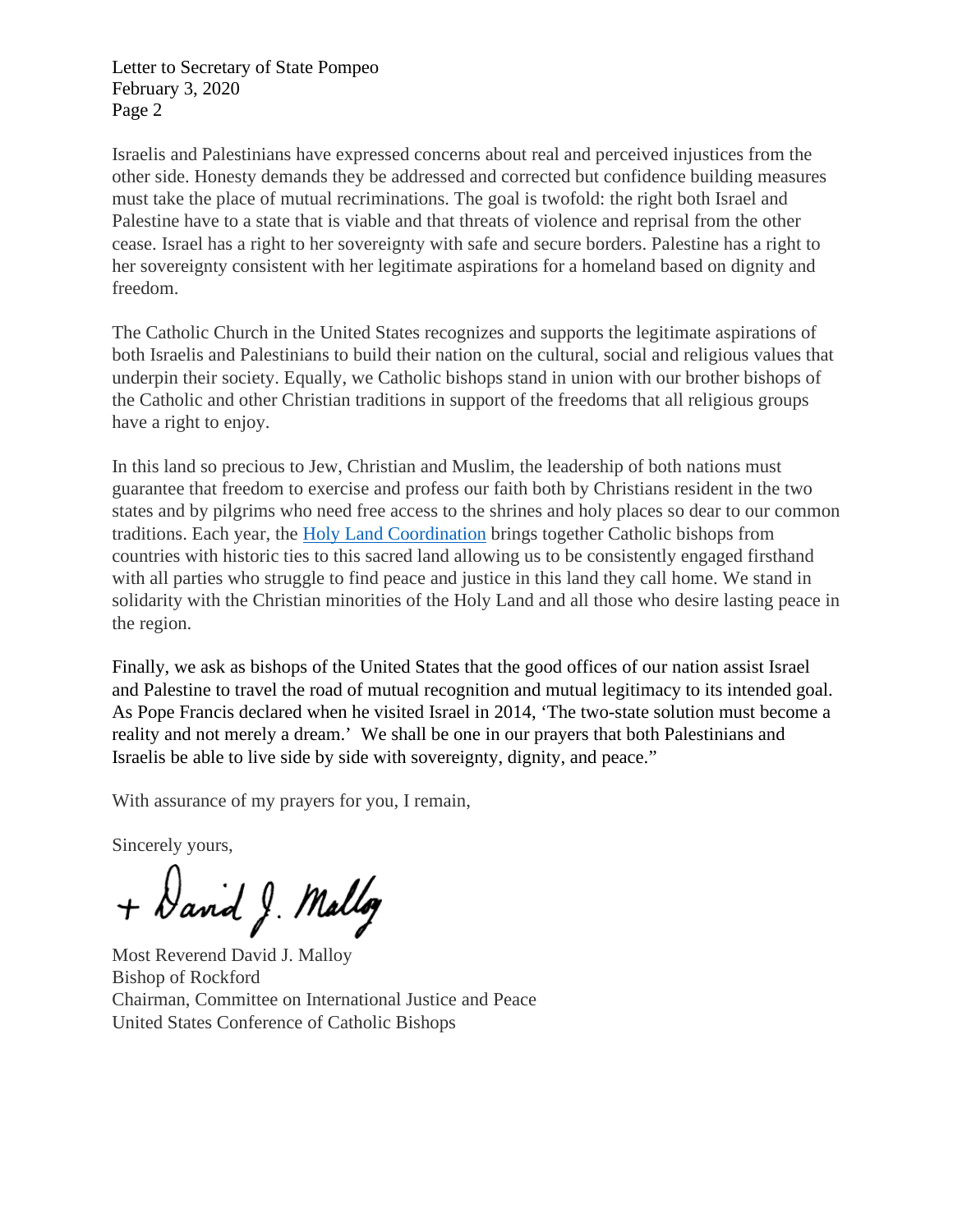Israelis and Palestinians have expressed concerns about real and perceived injustices from the other side. Honesty demands they be addressed and corrected but confidence building measures must take the place of mutual recriminations. The goal is twofold: the right both Israel and Palestine have to a state that is viable and that threats of violence and reprisal from the other cease. Israel has a right to her sovereignty with safe and secure borders. Palestine has a right to her sovereignty consistent with her legitimate aspirations for a homeland based on dignity and freedom.

The Catholic Church in the United States recognizes and supports the legitimate aspirations of both Israelis and Palestinians to build their nation on the cultural, social and religious values that underpin their society. Equally, we Catholic bishops stand in union with our brother bishops of the Catholic and other Christian traditions in support of the freedoms that all religious groups have a right to enjoy.

In this land so precious to Jew, Christian and Muslim, the leadership of both nations must guarantee that freedom to exercise and profess our faith both by Christians resident in the two states and by pilgrims who need free access to the shrines and holy places so dear to our common traditions. Each year, the Holy Land Coordination brings together Catholic bishops from countries with historic ties to this sacred land allowing us to be consistently engaged firsthand with all parties who struggle to find peace and justice in this land they call home. We stand in solidarity with the Christian minorities of the Holy Land and all those who desire lasting peace in the region.

Finally, we ask as bishops of the United States that the good offices of our nation assist Israel and Palestine to travel the road of mutual recognition and mutual legitimacy to its intended goal. As Pope Francis declared when he visited Israel in 2014, 'The two-state solution must become a reality and not merely a dream.' We shall be one in our prayers that both Palestinians and Israelis be able to live side by side with sovereignty, dignity, and peace."

With assurance of my prayers for you, I remain,

Sincerely yours,

+ David J. Malloy

Most Reverend David J. Malloy
Bishop of Rockford
Chairman, Committee on International Justice and Peace
United States Conference of Catholic Bishops